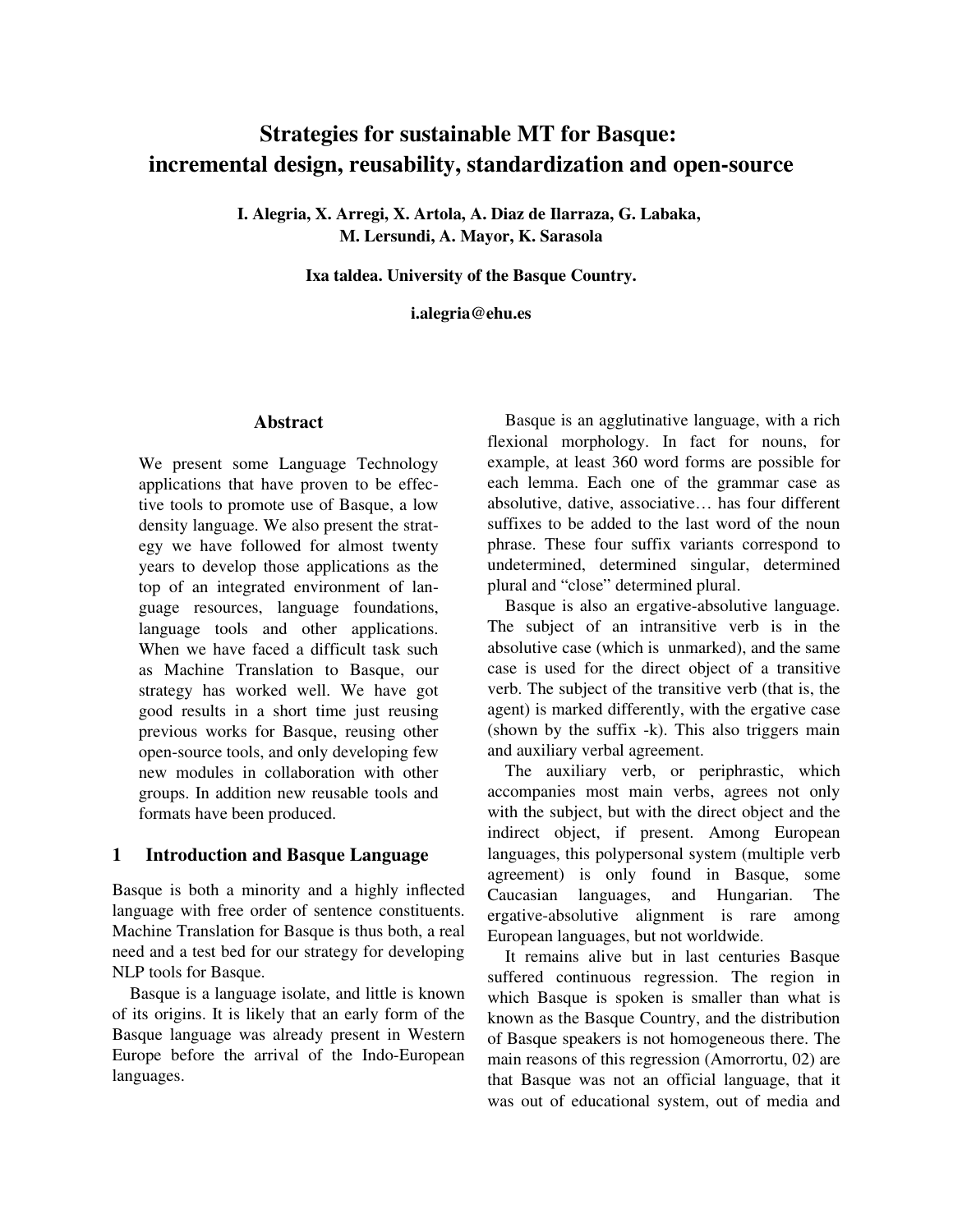# Strategies for sustainable MT for Basque: incremental design, reusability, standardization and open-source

**I. Alegria, X. Arregi, X. Artola, A. Diaz de Ilarraza, G. Labaka, M. Lersundi, A. Mayor, K. Sarasola**

**Ixa taldea. University of the Basque Country.**

**i.alegria@ehu.es**

## Abstract

We present some Language Technology applications that have proven to be effective tools to promote use of Basque, a low density language. We also present the strategy we have followed for almost twenty years to develop those applications as the top of an integrated environment of language resources, language foundations, language tools and other applications. When we have faced a difficult task such as Machine Translation to Basque, our strategy has worked well. We have got good results in a short time just reusing previous works for Basque, reusing other open-source tools, and only developing few new modules in collaboration with other groups. In addition new reusable tools and formats have been produced.

## 1 Introduction and Basque Language

Basque is both a minority and a highly inflected language with free order of sentence constituents. Machine Translation for Basque is thus both, a real need and a test bed for our strategy for developing NLP tools for Basque.

Basque is a language isolate, and little is known of its origins. It is likely that an early form of the Basque language was already present in Western Europe before the arrival of the Indo-European languages.

Basque is an agglutinative language, with a rich flexional morphology. In fact for nouns, for example, at least 360 word forms are possible for each lemma. Each one of the grammar case as absolutive, dative, associative… has four different suffixes to be added to the last word of the noun phrase. These four suffix variants correspond to undetermined, determined singular, determined plural and "close" determined plural.

Basque is also an ergative-absolutive language. The subject of an intransitive verb is in the absolutive case (which is unmarked), and the same case is used for the direct object of a transitive verb. The subject of the transitive verb (that is, the agent) is marked differently, with the ergative case (shown by the suffix -k). This also triggers main and auxiliary verbal agreement.

The auxiliary verb, or periphrastic, which accompanies most main verbs, agrees not only with the subject, but with the direct object and the indirect object, if present. Among European languages, this polypersonal system (multiple verb agreement) is only found in Basque, some Caucasian languages, and Hungarian. The ergative-absolutive alignment is rare among European languages, but not worldwide.

It remains alive but in last centuries Basque suffered continuous regression. The region in which Basque is spoken is smaller than what is known as the Basque Country, and the distribution of Basque speakers is not homogeneous there. The main reasons of this regression (Amorrortu, 02) are that Basque was not an official language, that it was out of educational system, out of media and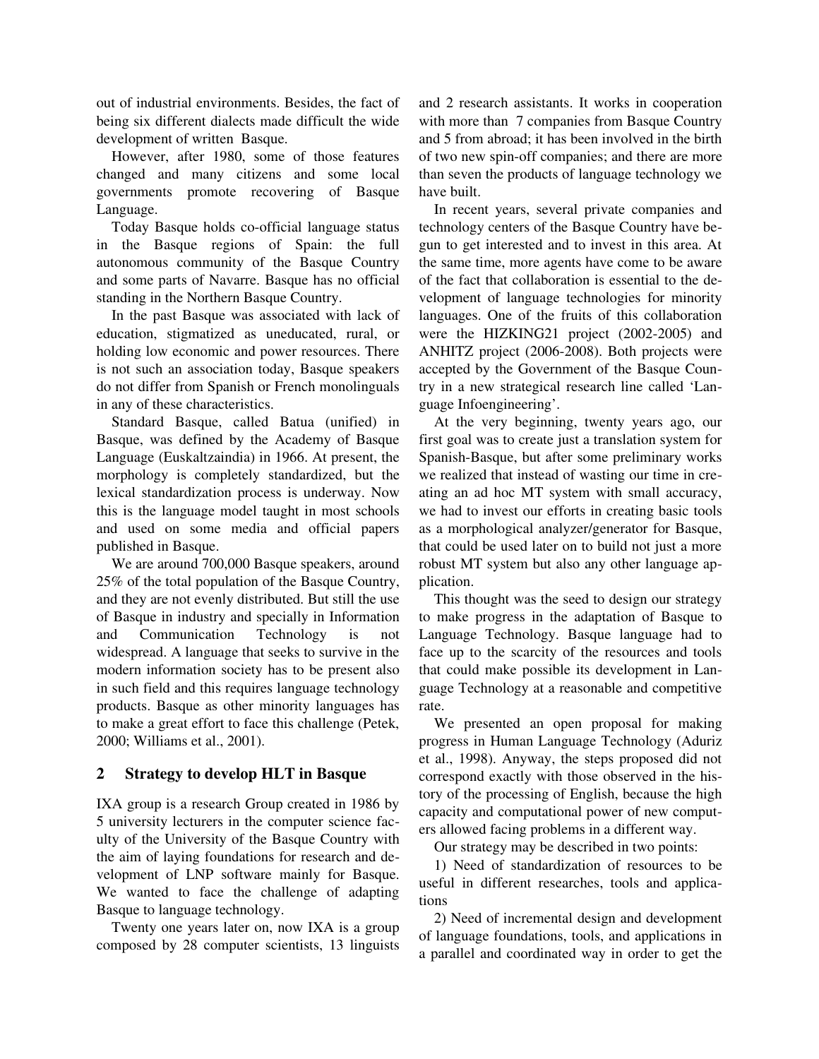out of industrial environments. Besides, the fact of being six different dialects made difficult the wide development of written Basque.

However, after 1980, some of those features changed and many citizens and some local governments promote recovering of Basque Language.

Today Basque holds co-official language status in the Basque regions of Spain: the full autonomous community of the Basque Country and some parts of Navarre. Basque has no official standing in the Northern Basque Country.

In the past Basque was associated with lack of education, stigmatized as uneducated, rural, or holding low economic and power resources. There is not such an association today, Basque speakers do not differ from Spanish or French monolinguals in any of these characteristics.

Standard Basque, called Batua (unified) in Basque, was defined by the Academy of Basque Language (Euskaltzaindia) in 1966. At present, the morphology is completely standardized, but the lexical standardization process is underway. Now this is the language model taught in most schools and used on some media and official papers published in Basque.

We are around 700,000 Basque speakers, around 25% of the total population of the Basque Country, and they are not evenly distributed. But still the use of Basque in industry and specially in Information and Communication Technology is not widespread. A language that seeks to survive in the modern information society has to be present also in such field and this requires language technology products. Basque as other minority languages has to make a great effort to face this challenge (Petek, 2000; Williams et al., 2001).

## 2 Strategy to develop HLT in Basque

IXA group is a research Group created in 1986 by 5 university lecturers in the computer science faculty of the University of the Basque Country with the aim of laying foundations for research and development of LNP software mainly for Basque. We wanted to face the challenge of adapting Basque to language technology.

Twenty one years later on, now IXA is a group composed by 28 computer scientists, 13 linguists and 2 research assistants. It works in cooperation with more than 7 companies from Basque Country and 5 from abroad; it has been involved in the birth of two new spin-off companies; and there are more than seven the products of language technology we have built.

In recent years, several private companies and technology centers of the Basque Country have begun to get interested and to invest in this area. At the same time, more agents have come to be aware of the fact that collaboration is essential to the development of language technologies for minority languages. One of the fruits of this collaboration were the HIZKING21 project (2002-2005) and ANHITZ project (2006-2008). Both projects were accepted by the Government of the Basque Country in a new strategical research line called 'Language Infoengineering'.

At the very beginning, twenty years ago, our first goal was to create just a translation system for Spanish-Basque, but after some preliminary works we realized that instead of wasting our time in creating an ad hoc MT system with small accuracy, we had to invest our efforts in creating basic tools as a morphological analyzer/generator for Basque, that could be used later on to build not just a more robust MT system but also any other language application.

This thought was the seed to design our strategy to make progress in the adaptation of Basque to Language Technology. Basque language had to face up to the scarcity of the resources and tools that could make possible its development in Language Technology at a reasonable and competitive rate.

We presented an open proposal for making progress in Human Language Technology (Aduriz et al., 1998). Anyway, the steps proposed did not correspond exactly with those observed in the history of the processing of English, because the high capacity and computational power of new computers allowed facing problems in a different way.

Our strategy may be described in two points:

1) Need of standardization of resources to be useful in different researches, tools and applications

2) Need of incremental design and development of language foundations, tools, and applications in a parallel and coordinated way in order to get the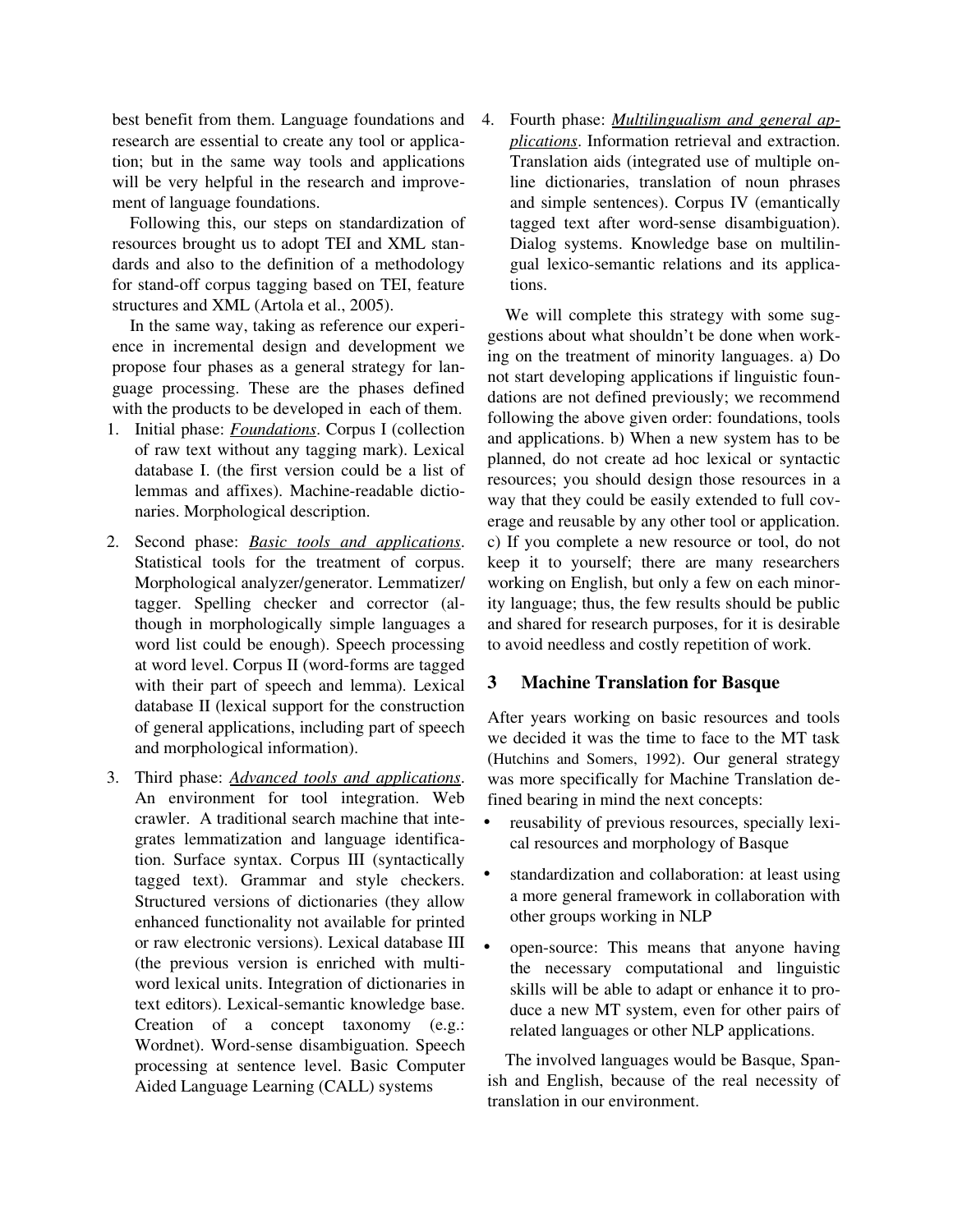best benefit from them. Language foundations and research are essential to create any tool or application; but in the same way tools and applications will be very helpful in the research and improvement of language foundations.

Following this, our steps on standardization of resources brought us to adopt TEI and XML standards and also to the definition of a methodology for stand-off corpus tagging based on TEI, feature structures and XML (Artola et al., 2005).

In the same way, taking as reference our experience in incremental design and development we propose four phases as a general strategy for language processing. These are the phases defined with the products to be developed in each of them.

1. Initial phase: _Foundations_. Corpus I (collection of raw text without any tagging mark). Lexical database I. (the first version could be a list of lemmas and affixes). Machine-readable dictionaries. Morphological description.
2. Second phase: _Basic tools and applications_. Statistical tools for the treatment of corpus. Morphological analyzer/generator. Lemmatizer/tagger. Spelling checker and corrector (although in morphologically simple languages a word list could be enough). Speech processing at word level. Corpus II (word-forms are tagged with their part of speech and lemma). Lexical database II (lexical support for the construction of general applications, including part of speech and morphological information).
3. Third phase: _Advanced tools and applications_. An environment for tool integration. Web crawler. A traditional search machine that integrates lemmatization and language identification. Surface syntax. Corpus III (syntactically tagged text). Grammar and style checkers. Structured versions of dictionaries (they allow enhanced functionality not available for printed or raw electronic versions). Lexical database III (the previous version is enriched with multiword lexical units. Integration of dictionaries in text editors). Lexical-semantic knowledge base. Creation of a concept taxonomy (e.g.: Wordnet). Word-sense disambiguation. Speech processing at sentence level. Basic Computer Aided Language Learning (CALL) systems
4. Fourth phase: _Multilingualism and general applications_. Information retrieval and extraction. Translation aids (integrated use of multiple online dictionaries, translation of noun phrases and simple sentences). Corpus IV (emantically tagged text after word-sense disambiguation). Dialog systems. Knowledge base on multilingual lexico-semantic relations and its applications.

We will complete this strategy with some suggestions about what shouldn't be done when working on the treatment of minority languages. a) Do not start developing applications if linguistic foundations are not defined previously; we recommend following the above given order: foundations, tools and applications. b) When a new system has to be planned, do not create ad hoc lexical or syntactic resources; you should design those resources in a way that they could be easily extended to full coverage and reusable by any other tool or application. c) If you complete a new resource or tool, do not keep it to yourself; there are many researchers working on English, but only a few on each minority language; thus, the few results should be public and shared for research purposes, for it is desirable to avoid needless and costly repetition of work.

## 3 Machine Translation for Basque

After years working on basic resources and tools we decided it was the time to face to the MT task (Hutchins and Somers, 1992). Our general strategy was more specifically for Machine Translation defined bearing in mind the next concepts:

- reusability of previous resources, specially lexical resources and morphology of Basque
- standardization and collaboration: at least using a more general framework in collaboration with other groups working in NLP
- open-source: This means that anyone having the necessary computational and linguistic skills will be able to adapt or enhance it to produce a new MT system, even for other pairs of related languages or other NLP applications.

The involved languages would be Basque, Spanish and English, because of the real necessity of translation in our environment.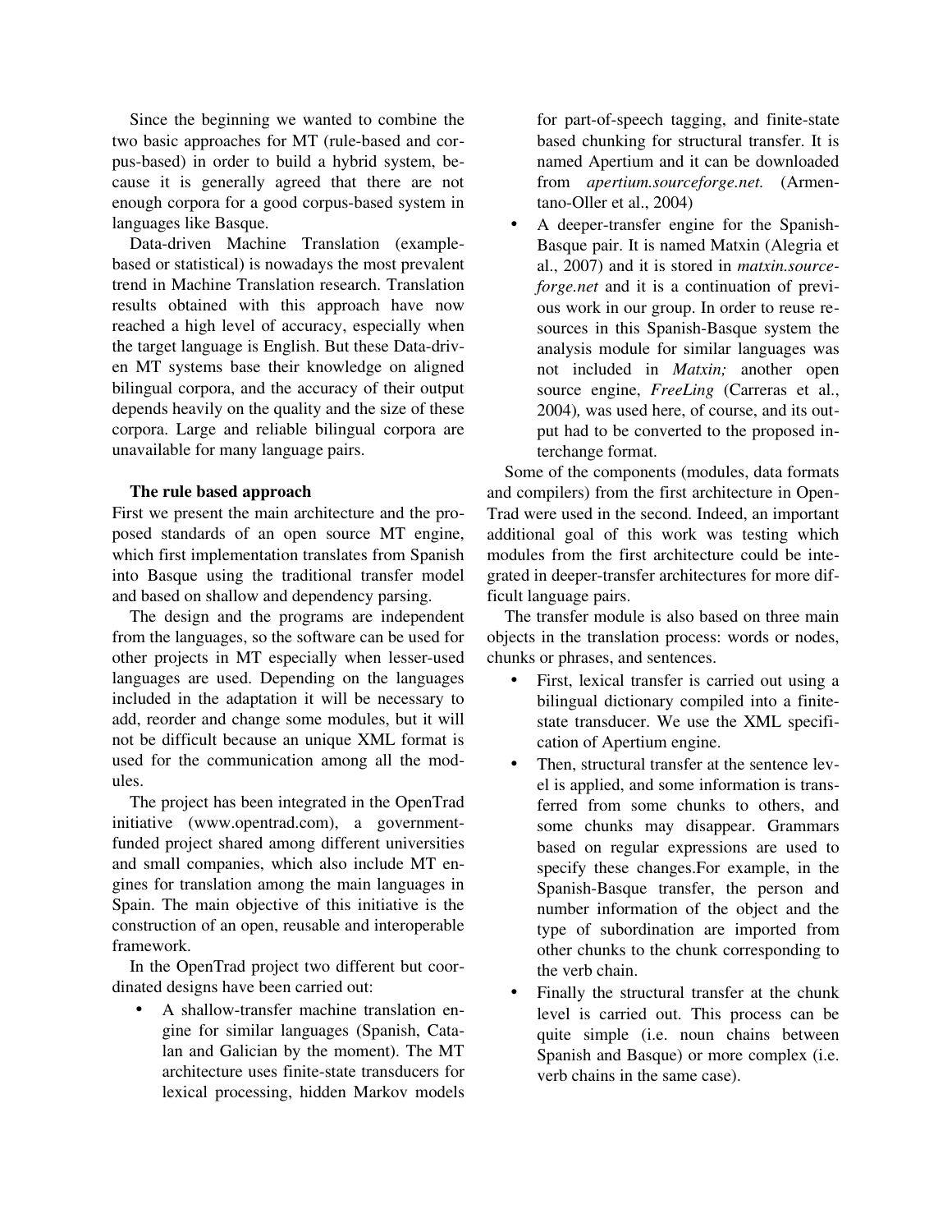Since the beginning we wanted to combine the two basic approaches for MT (rule-based and corpus-based) in order to build a hybrid system, because it is generally agreed that there are not enough corpora for a good corpus-based system in languages like Basque.

Data-driven Machine Translation (example-based or statistical) is nowadays the most prevalent trend in Machine Translation research. Translation results obtained with this approach have now reached a high level of accuracy, especially when the target language is English. But these Data-driven MT systems base their knowledge on aligned bilingual corpora, and the accuracy of their output depends heavily on the quality and the size of these corpora. Large and reliable bilingual corpora are unavailable for many language pairs.

**The rule based approach**

First we present the main architecture and the proposed standards of an open source MT engine, which first implementation translates from Spanish into Basque using the traditional transfer model and based on shallow and dependency parsing.

The design and the programs are independent from the languages, so the software can be used for other projects in MT especially when lesser-used languages are used. Depending on the languages included in the adaptation it will be necessary to add, reorder and change some modules, but it will not be difficult because an unique XML format is used for the communication among all the modules.

The project has been integrated in the OpenTrad initiative (www.opentrad.com), a government-funded project shared among different universities and small companies, which also include MT engines for translation among the main languages in Spain. The main objective of this initiative is the construction of an open, reusable and interoperable framework.

In the OpenTrad project two different but coordinated designs have been carried out:

- A shallow-transfer machine translation engine for similar languages (Spanish, Catalan and Galician by the moment). The MT architecture uses finite-state transducers for lexical processing, hidden Markov models for part-of-speech tagging, and finite-state based chunking for structural transfer. It is named Apertium and it can be downloaded from *apertium.sourceforge.net.* (Armentano-Oller et al., 2004)
- A deeper-transfer engine for the Spanish-Basque pair. It is named Matxin (Alegria et al., 2007) and it is stored in *matxin.sourceforge.net* and it is a continuation of previous work in our group. In order to reuse resources in this Spanish-Basque system the analysis module for similar languages was not included in *Matxin;* another open source engine, *FreeLing* (Carreras et al., 2004), was used here, of course, and its output had to be converted to the proposed interchange format.

Some of the components (modules, data formats and compilers) from the first architecture in OpenTrad were used in the second. Indeed, an important additional goal of this work was testing which modules from the first architecture could be integrated in deeper-transfer architectures for more difficult language pairs.

The transfer module is also based on three main objects in the translation process: words or nodes, chunks or phrases, and sentences.

- First, lexical transfer is carried out using a bilingual dictionary compiled into a finite-state transducer. We use the XML specification of Apertium engine.
- Then, structural transfer at the sentence level is applied, and some information is transferred from some chunks to others, and some chunks may disappear. Grammars based on regular expressions are used to specify these changes.For example, in the Spanish-Basque transfer, the person and number information of the object and the type of subordination are imported from other chunks to the chunk corresponding to the verb chain.
- Finally the structural transfer at the chunk level is carried out. This process can be quite simple (i.e. noun chains between Spanish and Basque) or more complex (i.e. verb chains in the same case).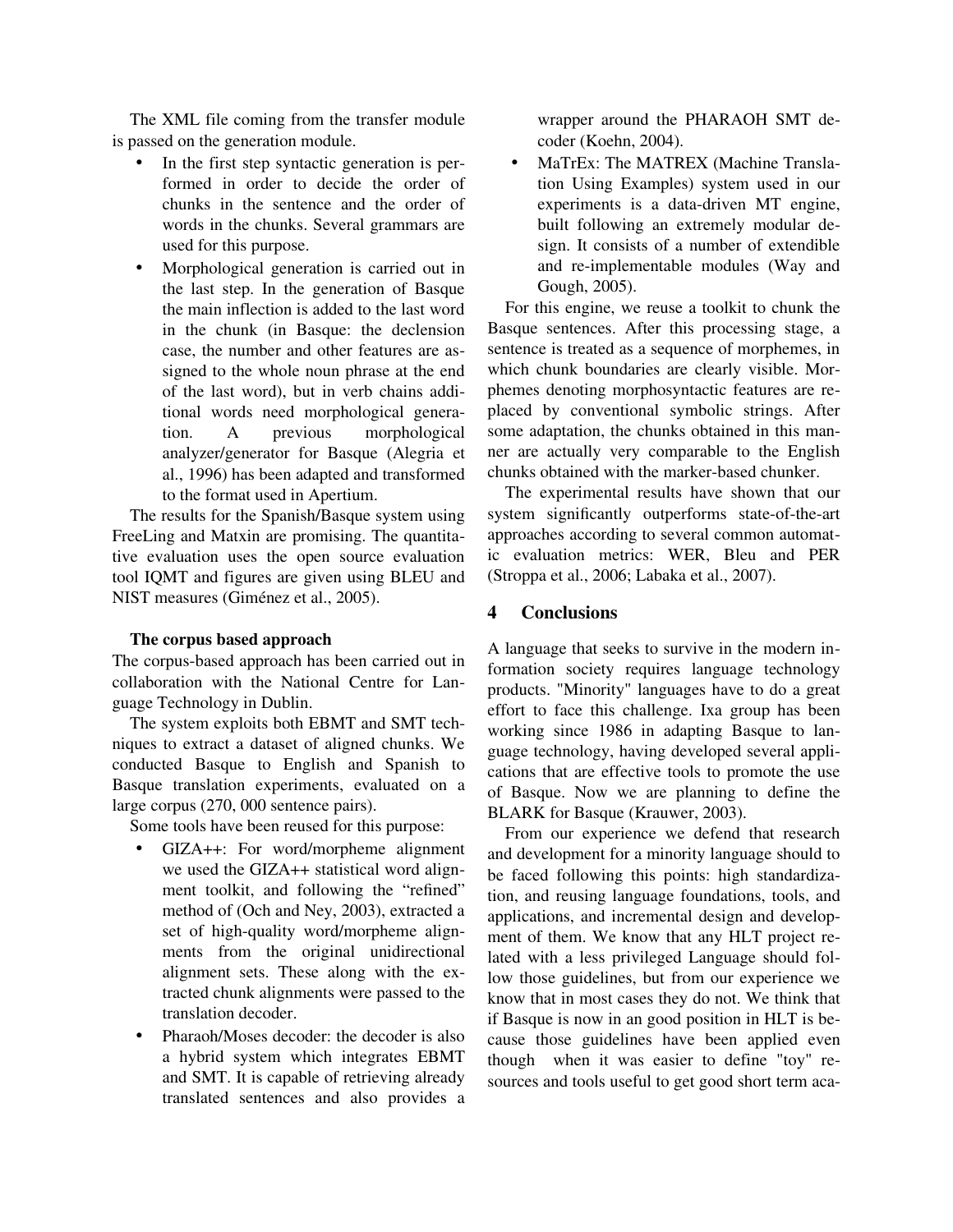The XML file coming from the transfer module is passed on the generation module.

- In the first step syntactic generation is performed in order to decide the order of chunks in the sentence and the order of words in the chunks. Several grammars are used for this purpose.
- Morphological generation is carried out in the last step. In the generation of Basque the main inflection is added to the last word in the chunk (in Basque: the declension case, the number and other features are assigned to the whole noun phrase at the end of the last word), but in verb chains additional words need morphological generation. A previous morphological analyzer/generator for Basque (Alegria et al., 1996) has been adapted and transformed to the format used in Apertium.

The results for the Spanish/Basque system using FreeLing and Matxin are promising. The quantitative evaluation uses the open source evaluation tool IQMT and figures are given using BLEU and NIST measures (Giménez et al., 2005).

**The corpus based approach**

The corpus-based approach has been carried out in collaboration with the National Centre for Language Technology in Dublin.

The system exploits both EBMT and SMT techniques to extract a dataset of aligned chunks. We conducted Basque to English and Spanish to Basque translation experiments, evaluated on a large corpus (270, 000 sentence pairs).

Some tools have been reused for this purpose:

- GIZA++: For word/morpheme alignment we used the GIZA++ statistical word alignment toolkit, and following the "refined" method of (Och and Ney, 2003), extracted a set of high-quality word/morpheme alignments from the original unidirectional alignment sets. These along with the extracted chunk alignments were passed to the translation decoder.
- Pharaoh/Moses decoder: the decoder is also a hybrid system which integrates EBMT and SMT. It is capable of retrieving already translated sentences and also provides a wrapper around the PHARAOH SMT decoder (Koehn, 2004).
- MaTrEx: The MATREX (Machine Translation Using Examples) system used in our experiments is a data-driven MT engine, built following an extremely modular design. It consists of a number of extendible and re-implementable modules (Way and Gough, 2005).

For this engine, we reuse a toolkit to chunk the Basque sentences. After this processing stage, a sentence is treated as a sequence of morphemes, in which chunk boundaries are clearly visible. Morphemes denoting morphosyntactic features are replaced by conventional symbolic strings. After some adaptation, the chunks obtained in this manner are actually very comparable to the English chunks obtained with the marker-based chunker.

The experimental results have shown that our system significantly outperforms state-of-the-art approaches according to several common automatic evaluation metrics: WER, Bleu and PER (Stroppa et al., 2006; Labaka et al., 2007).

## 4 Conclusions

A language that seeks to survive in the modern information society requires language technology products. "Minority" languages have to do a great effort to face this challenge. Ixa group has been working since 1986 in adapting Basque to language technology, having developed several applications that are effective tools to promote the use of Basque. Now we are planning to define the BLARK for Basque (Krauwer, 2003).

From our experience we defend that research and development for a minority language should to be faced following this points: high standardization, and reusing language foundations, tools, and applications, and incremental design and development of them. We know that any HLT project related with a less privileged Language should follow those guidelines, but from our experience we know that in most cases they do not. We think that if Basque is now in an good position in HLT is because those guidelines have been applied even though when it was easier to define "toy" resources and tools useful to get good short term aca-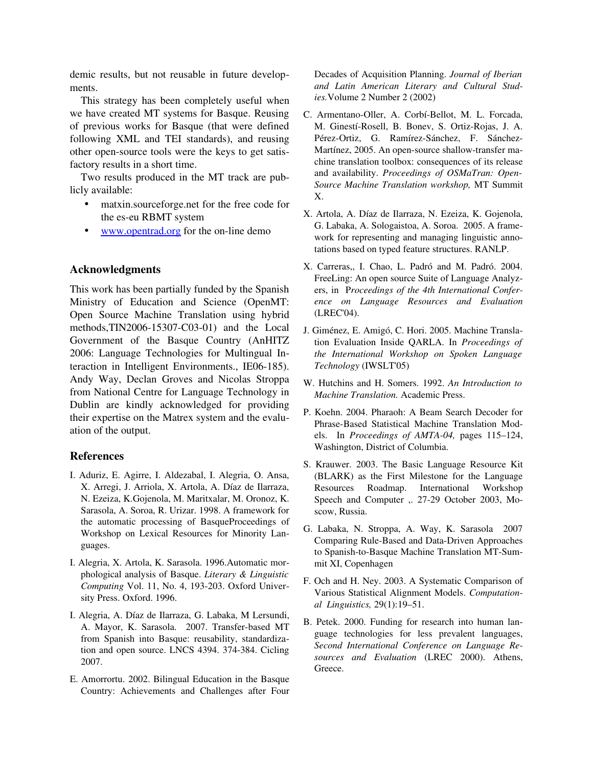demic results, but not reusable in future developments.

This strategy has been completely useful when we have created MT systems for Basque. Reusing of previous works for Basque (that were defined following XML and TEI standards), and reusing other open-source tools were the keys to get satisfactory results in a short time.

Two results produced in the MT track are publicly available:

- matxin.sourceforge.net for the free code for the es-eu RBMT system
- www.opentrad.org for the on-line demo

## Acknowledgments

This work has been partially funded by the Spanish Ministry of Education and Science (OpenMT: Open Source Machine Translation using hybrid methods,TIN2006-15307-C03-01) and the Local Government of the Basque Country (AnHITZ 2006: Language Technologies for Multingual Interaction in Intelligent Environments., IE06-185). Andy Way, Declan Groves and Nicolas Stroppa from National Centre for Language Technology in Dublin are kindly acknowledged for providing their expertise on the Matrex system and the evaluation of the output.

## References

I. Aduriz, E. Agirre, I. Aldezabal, I. Alegria, O. Ansa, X. Arregi, J. Arriola, X. Artola, A. Díaz de Ilarraza, N. Ezeiza, K.Gojenola, M. Maritxalar, M. Oronoz, K. Sarasola, A. Soroa, R. Urizar. 1998. A framework for the automatic processing of BasqueProceedings of Workshop on Lexical Resources for Minority Languages.

I. Alegria, X. Artola, K. Sarasola. 1996.Automatic morphological analysis of Basque. *Literary & Linguistic Computing* Vol. 11, No. 4, 193-203. Oxford University Press. Oxford. 1996.

I. Alegria, A. Díaz de Ilarraza, G. Labaka, M Lersundi, A. Mayor, K. Sarasola. 2007. Transfer-based MT from Spanish into Basque: reusability, standardization and open source. LNCS 4394. 374-384. Cicling 2007.

E. Amorrortu. 2002. Bilingual Education in the Basque Country: Achievements and Challenges after Four Decades of Acquisition Planning. *Journal of Iberian and Latin American Literary and Cultural Studies.*Volume 2 Number 2 (2002)

C. Armentano-Oller, A. Corbí-Bellot, M. L. Forcada, M. Ginestí-Rosell, B. Bonev, S. Ortiz-Rojas, J. A. Pérez-Ortiz, G. Ramírez-Sánchez, F. Sánchez-Martínez, 2005. An open-source shallow-transfer machine translation toolbox: consequences of its release and availability. *Proceedings of OSMaTran: Open-Source Machine Translation workshop,* MT Summit X.

X. Artola, A. Díaz de Ilarraza, N. Ezeiza, K. Gojenola, G. Labaka, A. Sologaistoa, A. Soroa. 2005. A framework for representing and managing linguistic annotations based on typed feature structures. RANLP.

X. Carreras,, I. Chao, L. Padró and M. Padró. 2004. FreeLing: An open source Suite of Language Analyzers, in P*roceedings of the 4th International Conference on Language Resources and Evaluation* (LREC'04).

J. Giménez, E. Amigó, C. Hori. 2005. Machine Translation Evaluation Inside QARLA. In *Proceedings of the International Workshop on Spoken Language Technology* (IWSLT'05)

W. Hutchins and H. Somers. 1992. *An Introduction to Machine Translation.* Academic Press.

P. Koehn. 2004. Pharaoh: A Beam Search Decoder for Phrase-Based Statistical Machine Translation Models. In *Proceedings of AMTA-04,* pages 115–124, Washington, District of Columbia.

S. Krauwer. 2003. The Basic Language Resource Kit (BLARK) as the First Milestone for the Language Resources Roadmap. International Workshop Speech and Computer ,. 27-29 October 2003, Moscow, Russia.

G. Labaka, N. Stroppa, A. Way, K. Sarasola 2007 Comparing Rule-Based and Data-Driven Approaches to Spanish-to-Basque Machine Translation MT-Summit XI, Copenhagen

F. Och and H. Ney. 2003. A Systematic Comparison of Various Statistical Alignment Models. *Computational Linguistics,* 29(1):19–51.

B. Petek. 2000. Funding for research into human language technologies for less prevalent languages, *Second International Conference on Language Resources and Evaluation* (LREC 2000). Athens, Greece.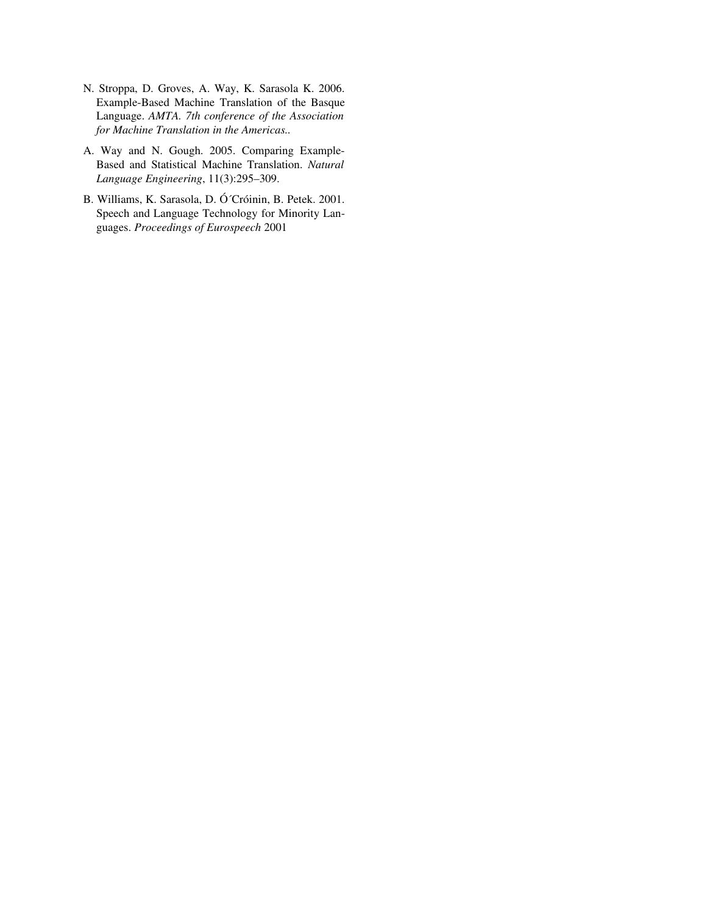N. Stroppa, D. Groves, A. Way, K. Sarasola K. 2006. Example-Based Machine Translation of the Basque Language. *AMTA. 7th conference of the Association for Machine Translation in the Americas.*.

A. Way and N. Gough. 2005. Comparing Example-Based and Statistical Machine Translation. *Natural Language Engineering*, 11(3):295–309.

B. Williams, K. Sarasola, D. Ó´Cróinin, B. Petek. 2001. Speech and Language Technology for Minority Languages. *Proceedings of Eurospeech* 2001